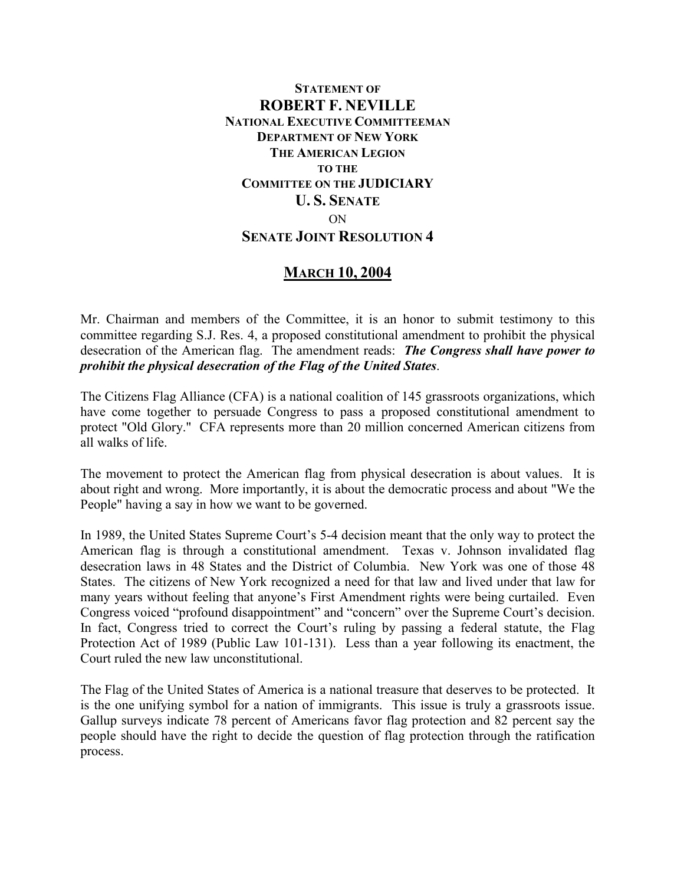**STATEMENT OF**

# ROBERT F. NEVILLE

**NATIONAL EXECUTIVE COMMITTEEMAN**
**DEPARTMENT OF NEW YORK**
**THE AMERICAN LEGION**
**TO THE**
**COMMITTEE ON THE JUDICIARY**
**U. S. SENATE**
ON
**SENATE JOINT RESOLUTION 4**

**MARCH 10, 2004**

Mr. Chairman and members of the Committee, it is an honor to submit testimony to this committee regarding S.J. Res. 4, a proposed constitutional amendment to prohibit the physical desecration of the American flag. The amendment reads: ***The Congress shall have power to prohibit the physical desecration of the Flag of the United States***.

The Citizens Flag Alliance (CFA) is a national coalition of 145 grassroots organizations, which have come together to persuade Congress to pass a proposed constitutional amendment to protect "Old Glory." CFA represents more than 20 million concerned American citizens from all walks of life.

The movement to protect the American flag from physical desecration is about values. It is about right and wrong. More importantly, it is about the democratic process and about "We the People" having a say in how we want to be governed.

In 1989, the United States Supreme Court's 5-4 decision meant that the only way to protect the American flag is through a constitutional amendment. Texas v. Johnson invalidated flag desecration laws in 48 States and the District of Columbia. New York was one of those 48 States. The citizens of New York recognized a need for that law and lived under that law for many years without feeling that anyone's First Amendment rights were being curtailed. Even Congress voiced "profound disappointment" and "concern" over the Supreme Court's decision. In fact, Congress tried to correct the Court's ruling by passing a federal statute, the Flag Protection Act of 1989 (Public Law 101-131). Less than a year following its enactment, the Court ruled the new law unconstitutional.

The Flag of the United States of America is a national treasure that deserves to be protected. It is the one unifying symbol for a nation of immigrants. This issue is truly a grassroots issue. Gallup surveys indicate 78 percent of Americans favor flag protection and 82 percent say the people should have the right to decide the question of flag protection through the ratification process.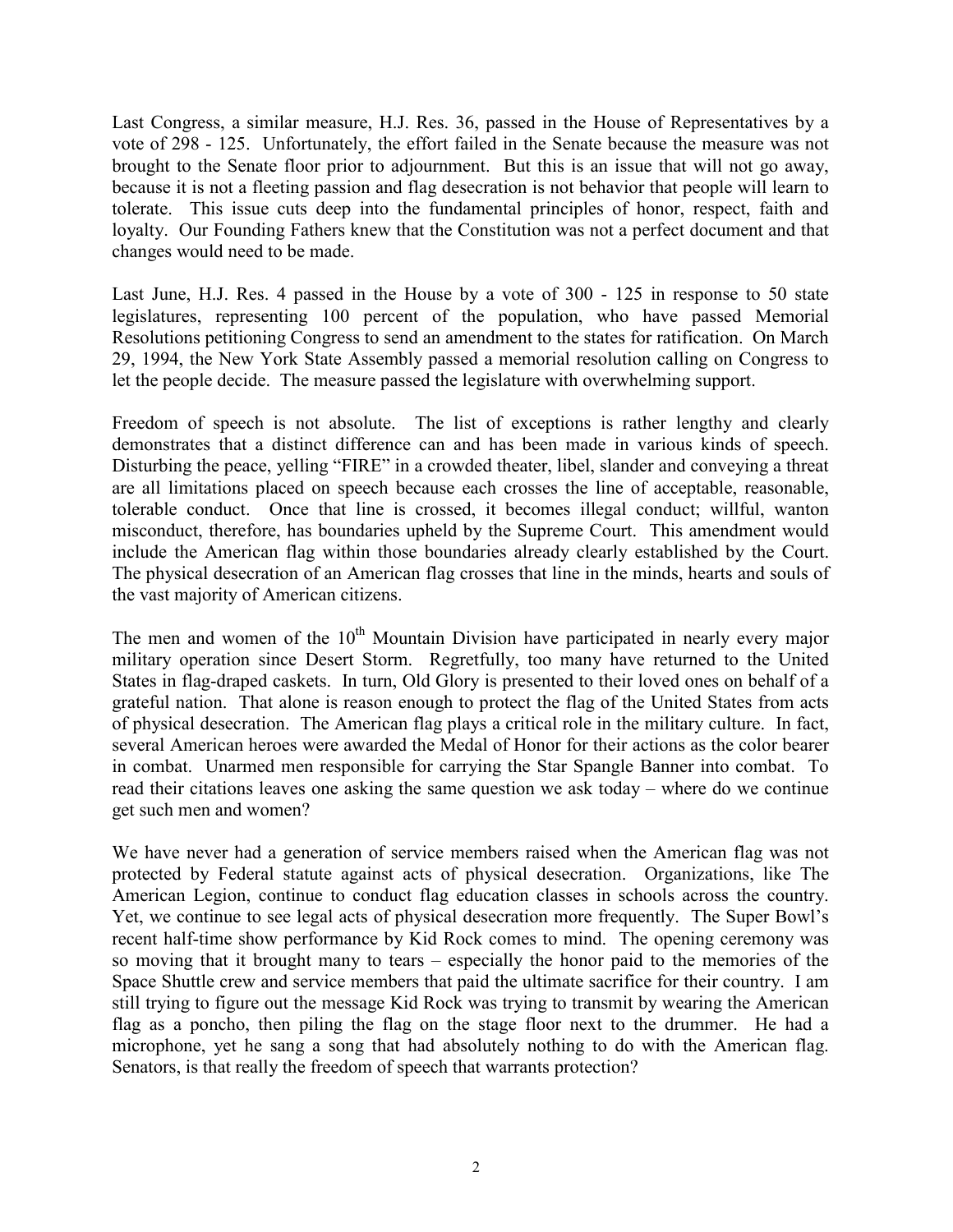Last Congress, a similar measure, H.J. Res. 36, passed in the House of Representatives by a vote of 298 - 125. Unfortunately, the effort failed in the Senate because the measure was not brought to the Senate floor prior to adjournment. But this is an issue that will not go away, because it is not a fleeting passion and flag desecration is not behavior that people will learn to tolerate. This issue cuts deep into the fundamental principles of honor, respect, faith and loyalty. Our Founding Fathers knew that the Constitution was not a perfect document and that changes would need to be made.

Last June, H.J. Res. 4 passed in the House by a vote of 300 - 125 in response to 50 state legislatures, representing 100 percent of the population, who have passed Memorial Resolutions petitioning Congress to send an amendment to the states for ratification. On March 29, 1994, the New York State Assembly passed a memorial resolution calling on Congress to let the people decide. The measure passed the legislature with overwhelming support.

Freedom of speech is not absolute. The list of exceptions is rather lengthy and clearly demonstrates that a distinct difference can and has been made in various kinds of speech. Disturbing the peace, yelling "FIRE" in a crowded theater, libel, slander and conveying a threat are all limitations placed on speech because each crosses the line of acceptable, reasonable, tolerable conduct. Once that line is crossed, it becomes illegal conduct; willful, wanton misconduct, therefore, has boundaries upheld by the Supreme Court. This amendment would include the American flag within those boundaries already clearly established by the Court. The physical desecration of an American flag crosses that line in the minds, hearts and souls of the vast majority of American citizens.

The men and women of the 10th Mountain Division have participated in nearly every major military operation since Desert Storm. Regretfully, too many have returned to the United States in flag-draped caskets. In turn, Old Glory is presented to their loved ones on behalf of a grateful nation. That alone is reason enough to protect the flag of the United States from acts of physical desecration. The American flag plays a critical role in the military culture. In fact, several American heroes were awarded the Medal of Honor for their actions as the color bearer in combat. Unarmed men responsible for carrying the Star Spangle Banner into combat. To read their citations leaves one asking the same question we ask today – where do we continue get such men and women?

We have never had a generation of service members raised when the American flag was not protected by Federal statute against acts of physical desecration. Organizations, like The American Legion, continue to conduct flag education classes in schools across the country. Yet, we continue to see legal acts of physical desecration more frequently. The Super Bowl's recent half-time show performance by Kid Rock comes to mind. The opening ceremony was so moving that it brought many to tears – especially the honor paid to the memories of the Space Shuttle crew and service members that paid the ultimate sacrifice for their country. I am still trying to figure out the message Kid Rock was trying to transmit by wearing the American flag as a poncho, then piling the flag on the stage floor next to the drummer. He had a microphone, yet he sang a song that had absolutely nothing to do with the American flag. Senators, is that really the freedom of speech that warrants protection?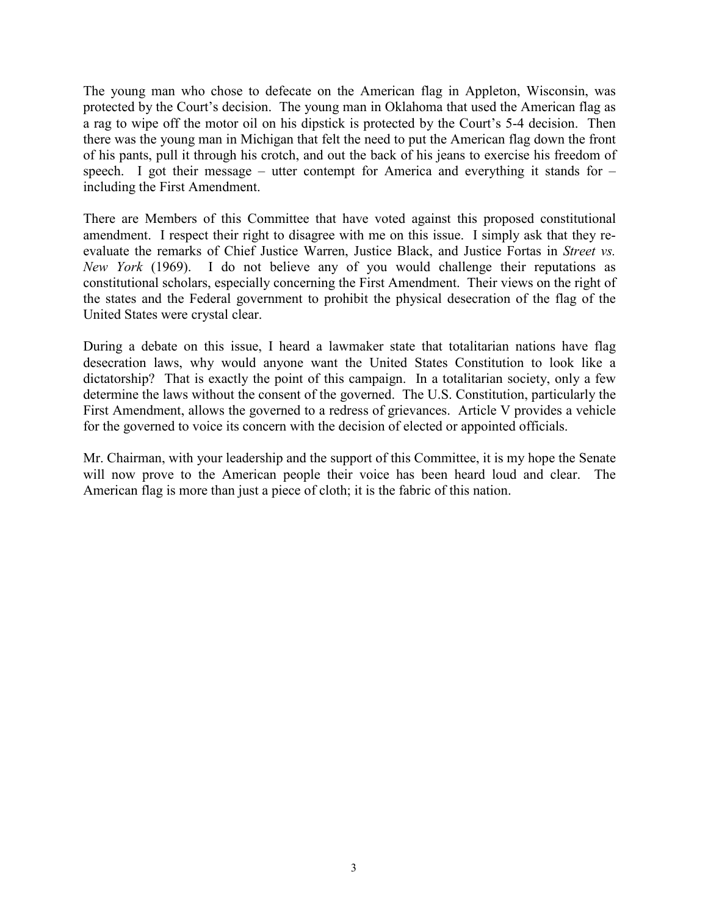The young man who chose to defecate on the American flag in Appleton, Wisconsin, was protected by the Court's decision. The young man in Oklahoma that used the American flag as a rag to wipe off the motor oil on his dipstick is protected by the Court's 5-4 decision. Then there was the young man in Michigan that felt the need to put the American flag down the front of his pants, pull it through his crotch, and out the back of his jeans to exercise his freedom of speech. I got their message – utter contempt for America and everything it stands for – including the First Amendment.

There are Members of this Committee that have voted against this proposed constitutional amendment. I respect their right to disagree with me on this issue. I simply ask that they re-evaluate the remarks of Chief Justice Warren, Justice Black, and Justice Fortas in *Street vs. New York* (1969). I do not believe any of you would challenge their reputations as constitutional scholars, especially concerning the First Amendment. Their views on the right of the states and the Federal government to prohibit the physical desecration of the flag of the United States were crystal clear.

During a debate on this issue, I heard a lawmaker state that totalitarian nations have flag desecration laws, why would anyone want the United States Constitution to look like a dictatorship? That is exactly the point of this campaign. In a totalitarian society, only a few determine the laws without the consent of the governed. The U.S. Constitution, particularly the First Amendment, allows the governed to a redress of grievances. Article V provides a vehicle for the governed to voice its concern with the decision of elected or appointed officials.

Mr. Chairman, with your leadership and the support of this Committee, it is my hope the Senate will now prove to the American people their voice has been heard loud and clear. The American flag is more than just a piece of cloth; it is the fabric of this nation.